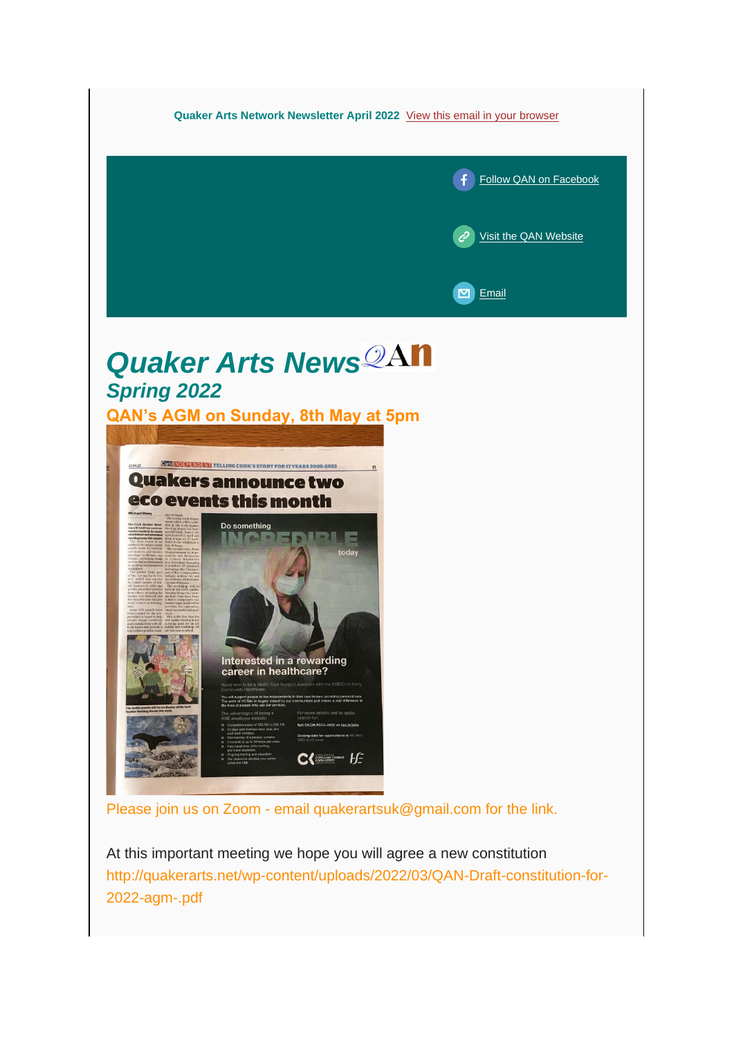Quaker Arts Network Newsletter April 2022 View this email in your browser

Follow QAN on Facebook

Visit the QAN Website

Email

# *Quaker Arts News*

## *Spring 2022*

### QAN's AGM on Sunday, 8th May at 5pm

Please join us on Zoom - email quakerartsuk@gmail.com for the link.

At this important meeting we hope you will agree a new constitution http://quakerarts.net/wp-content/uploads/2022/03/QAN-Draft-constitution-for-2022-agm-.pdf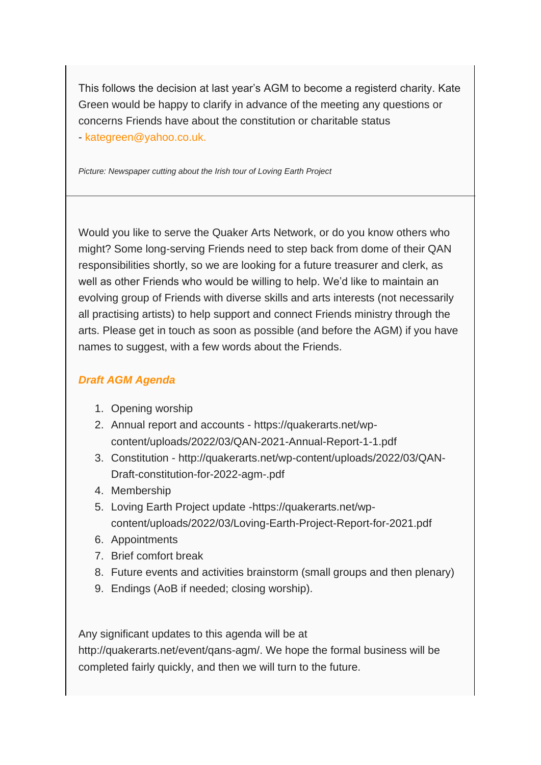This follows the decision at last year's AGM to become a registerd charity. Kate Green would be happy to clarify in advance of the meeting any questions or concerns Friends have about the constitution or charitable status - kategreen@yahoo.co.uk.

*Picture: Newspaper cutting about the Irish tour of Loving Earth Project*

---

Would you like to serve the Quaker Arts Network, or do you know others who might? Some long-serving Friends need to step back from dome of their QAN responsibilities shortly, so we are looking for a future treasurer and clerk, as well as other Friends who would be willing to help. We'd like to maintain an evolving group of Friends with diverse skills and arts interests (not necessarily all practising artists) to help support and connect Friends ministry through the arts. Please get in touch as soon as possible (and before the AGM) if you have names to suggest, with a few words about the Friends.

***Draft AGM Agenda***

1. Opening worship
2. Annual report and accounts - https://quakerarts.net/wp-content/uploads/2022/03/QAN-2021-Annual-Report-1-1.pdf
3. Constitution - http://quakerarts.net/wp-content/uploads/2022/03/QAN-Draft-constitution-for-2022-agm-.pdf
4. Membership
5. Loving Earth Project update -https://quakerarts.net/wp-content/uploads/2022/03/Loving-Earth-Project-Report-for-2021.pdf
6. Appointments
7. Brief comfort break
8. Future events and activities brainstorm (small groups and then plenary)
9. Endings (AoB if needed; closing worship).

Any significant updates to this agenda will be at http://quakerarts.net/event/qans-agm/. We hope the formal business will be completed fairly quickly, and then we will turn to the future.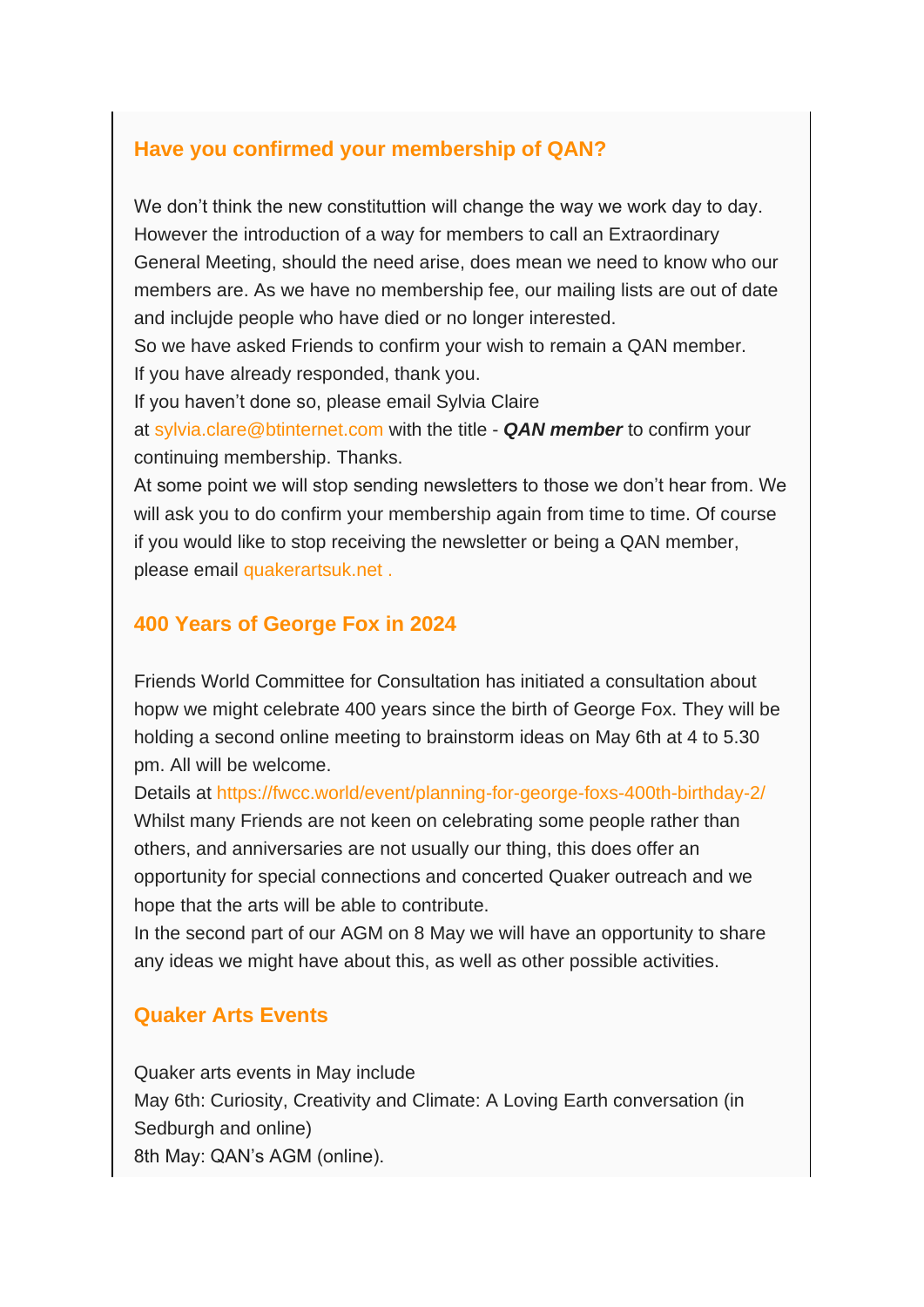## Have you confirmed your membership of QAN?

We don't think the new constituttion will change the way we work day to day. However the introduction of a way for members to call an Extraordinary General Meeting, should the need arise, does mean we need to know who our members are. As we have no membership fee, our mailing lists are out of date and inclujde people who have died or no longer interested.
So we have asked Friends to confirm your wish to remain a QAN member.
If you have already responded, thank you.
If you haven't done so, please email Sylvia Claire at sylvia.clare@btinternet.com with the title - ***QAN member*** to confirm your continuing membership. Thanks.
At some point we will stop sending newsletters to those we don't hear from. We will ask you to do confirm your membership again from time to time. Of course if you would like to stop receiving the newsletter or being a QAN member, please email quakerartsuk.net .

## 400 Years of George Fox in 2024

Friends World Committee for Consultation has initiated a consultation about hopw we might celebrate 400 years since the birth of George Fox. They will be holding a second online meeting to brainstorm ideas on May 6th at 4 to 5.30 pm. All will be welcome.
Details at https://fwcc.world/event/planning-for-george-foxs-400th-birthday-2/
Whilst many Friends are not keen on celebrating some people rather than others, and anniversaries are not usually our thing, this does offer an opportunity for special connections and concerted Quaker outreach and we hope that the arts will be able to contribute.
In the second part of our AGM on 8 May we will have an opportunity to share any ideas we might have about this, as well as other possible activities.

## Quaker Arts Events

Quaker arts events in May include
May 6th: Curiosity, Creativity and Climate: A Loving Earth conversation (in Sedburgh and online)
8th May: QAN's AGM (online).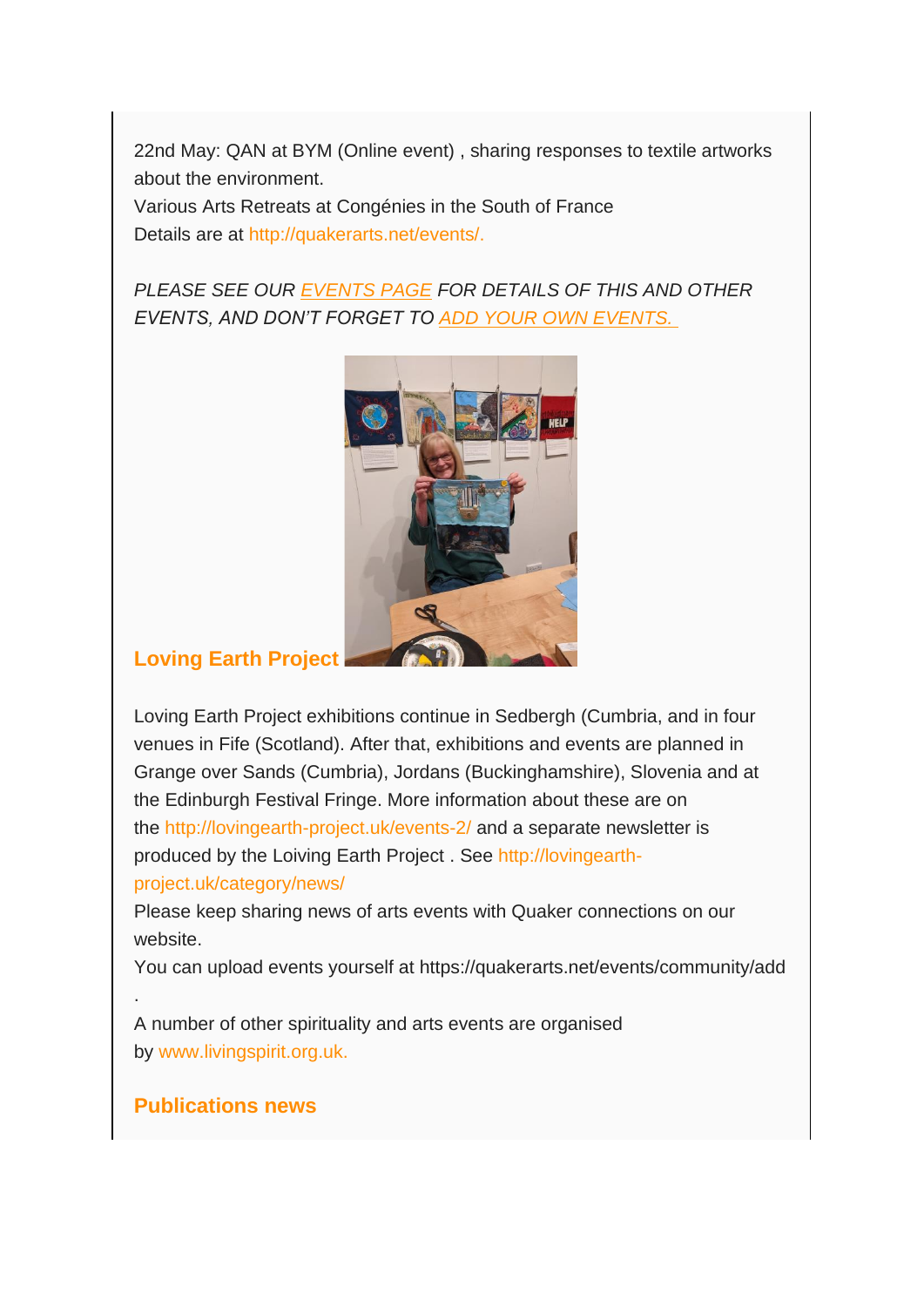22nd May: QAN at BYM (Online event) , sharing responses to textile artworks about the environment.
Various Arts Retreats at Congénies in the South of France
Details are at http://quakerarts.net/events/.

*PLEASE SEE OUR EVENTS PAGE FOR DETAILS OF THIS AND OTHER EVENTS, AND DON'T FORGET TO ADD YOUR OWN EVENTS.*

### Loving Earth Project

Loving Earth Project exhibitions continue in Sedbergh (Cumbria, and in four venues in Fife (Scotland). After that, exhibitions and events are planned in Grange over Sands (Cumbria), Jordans (Buckinghamshire), Slovenia and at the Edinburgh Festival Fringe. More information about these are on the http://lovingearth-project.uk/events-2/ and a separate newsletter is produced by the Loiving Earth Project . See http://lovingearth-project.uk/category/news/
Please keep sharing news of arts events with Quaker connections on our website.
You can upload events yourself at https://quakerarts.net/events/community/add .
A number of other spirituality and arts events are organised by www.livingspirit.org.uk.

### Publications news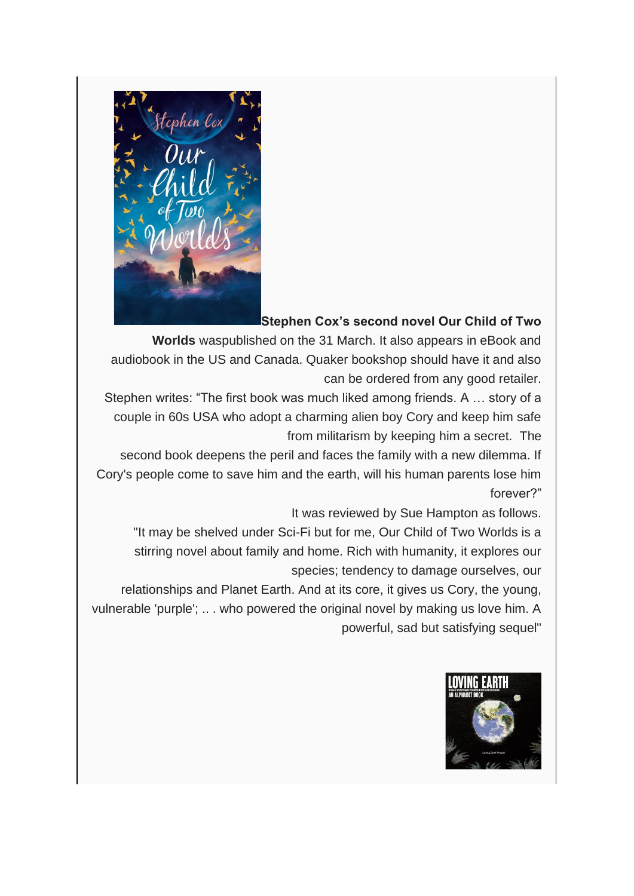**Stephen Cox's second novel Our Child of Two Worlds** waspublished on the 31 March. It also appears in eBook and audiobook in the US and Canada. Quaker bookshop should have it and also can be ordered from any good retailer.

Stephen writes: "The first book was much liked among friends. A … story of a couple in 60s USA who adopt a charming alien boy Cory and keep him safe from militarism by keeping him a secret. The second book deepens the peril and faces the family with a new dilemma. If Cory's people come to save him and the earth, will his human parents lose him forever?"

It was reviewed by Sue Hampton as follows.

"It may be shelved under Sci-Fi but for me, Our Child of Two Worlds is a stirring novel about family and home. Rich with humanity, it explores our species; tendency to damage ourselves, our relationships and Planet Earth. And at its core, it gives us Cory, the young, vulnerable 'purple'; .. . who powered the original novel by making us love him. A powerful, sad but satisfying sequel"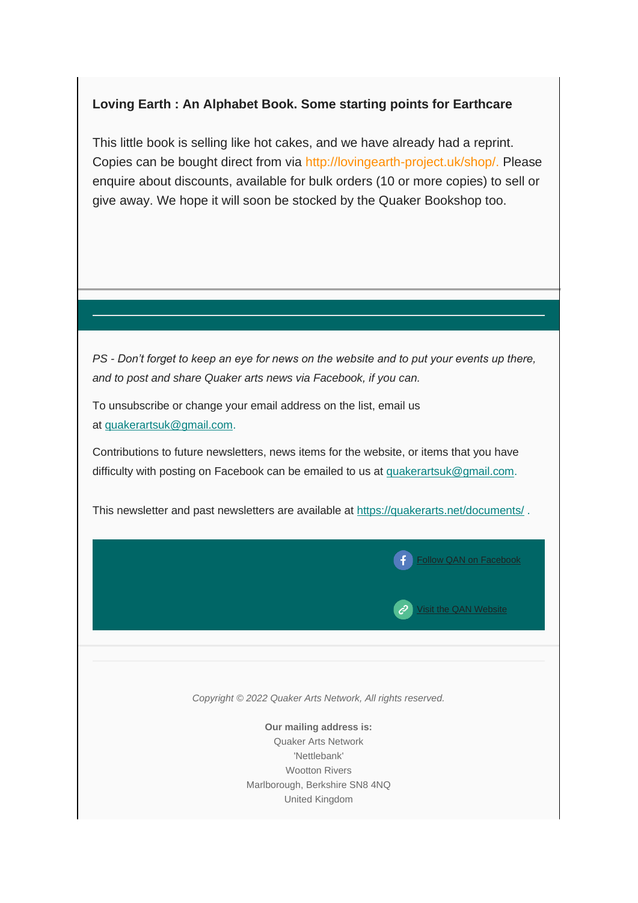### Loving Earth : An Alphabet Book. Some starting points for Earthcare

This little book is selling like hot cakes, and we have already had a reprint. Copies can be bought direct from via http://lovingearth-project.uk/shop/. Please enquire about discounts, available for bulk orders (10 or more copies) to sell or give away. We hope it will soon be stocked by the Quaker Bookshop too.

---

*PS - Don't forget to keep an eye for news on the website and to put your events up there, and to post and share Quaker arts news via Facebook, if you can.*

To unsubscribe or change your email address on the list, email us at quakerartsuk@gmail.com.

Contributions to future newsletters, news items for the website, or items that you have difficulty with posting on Facebook can be emailed to us at quakerartsuk@gmail.com.

This newsletter and past newsletters are available at https://quakerarts.net/documents/ .

Follow QAN on Facebook

Visit the QAN Website

---

*Copyright © 2022 Quaker Arts Network, All rights reserved.*

**Our mailing address is:**
Quaker Arts Network
'Nettlebank'
Wootton Rivers
Marlborough, Berkshire SN8 4NQ
United Kingdom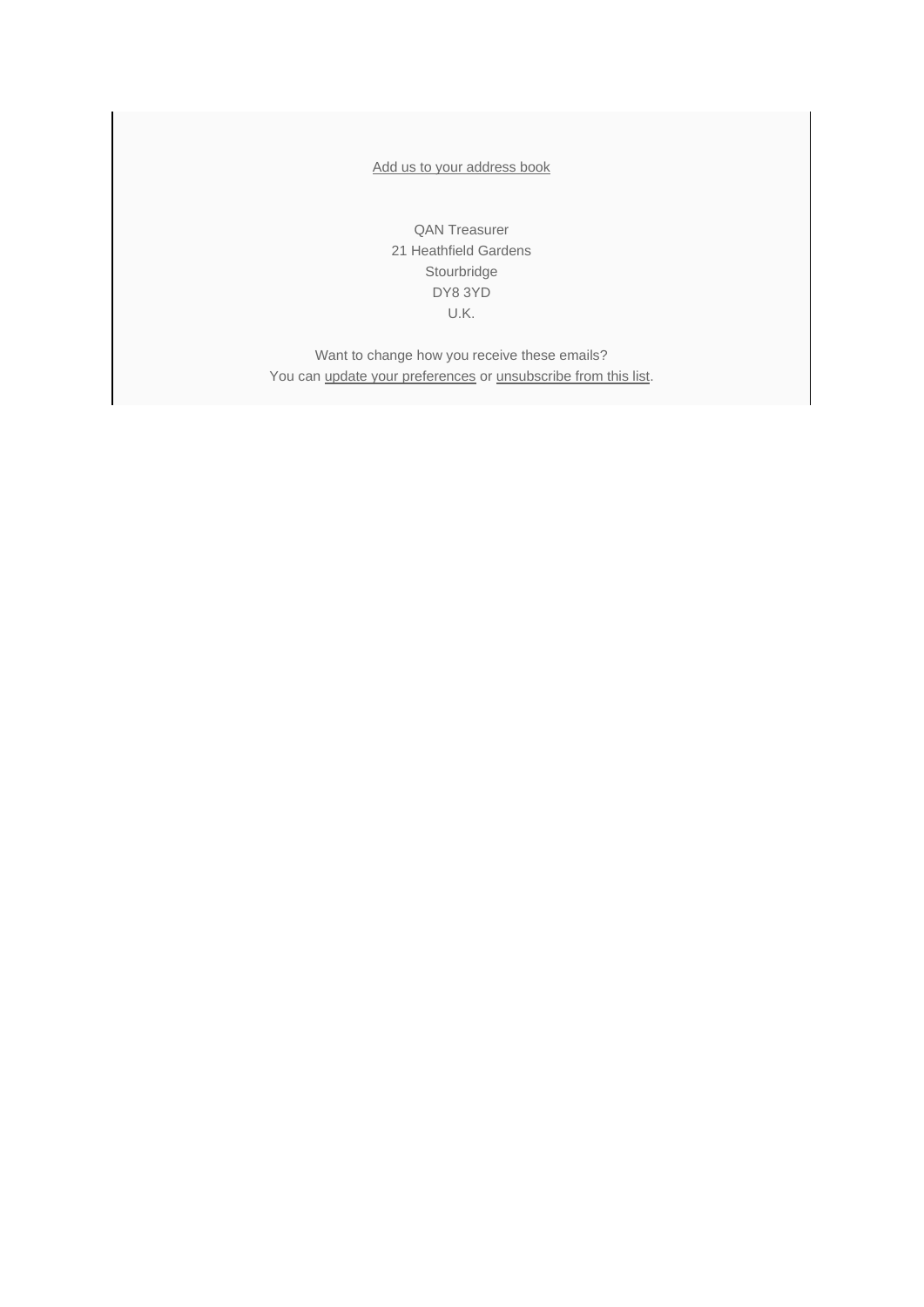Add us to your address book

QAN Treasurer
21 Heathfield Gardens
Stourbridge
DY8 3YD
U.K.

Want to change how you receive these emails?
You can update your preferences or unsubscribe from this list.